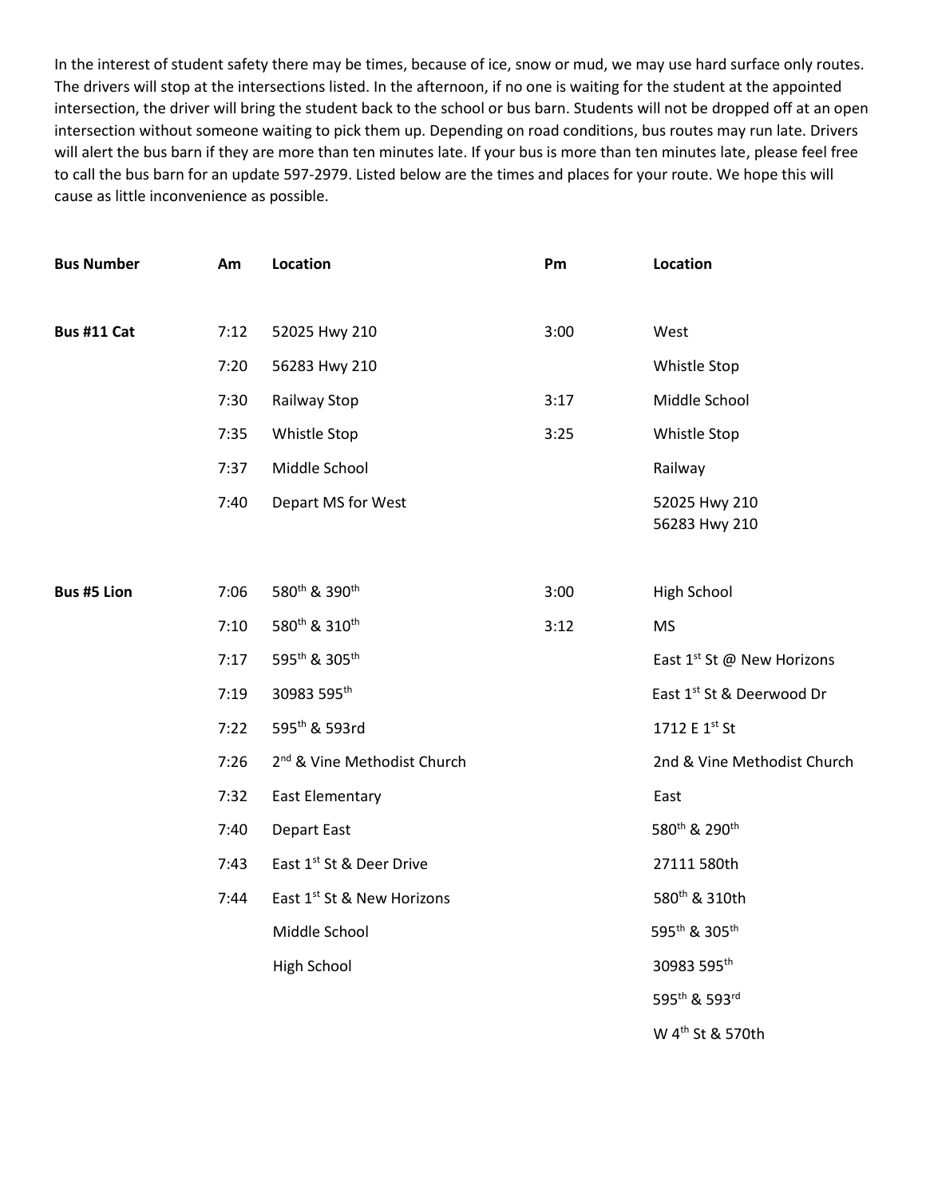In the interest of student safety there may be times, because of ice, snow or mud, we may use hard surface only routes. The drivers will stop at the intersections listed. In the afternoon, if no one is waiting for the student at the appointed intersection, the driver will bring the student back to the school or bus barn. Students will not be dropped off at an open intersection without someone waiting to pick them up. Depending on road conditions, bus routes may run late. Drivers will alert the bus barn if they are more than ten minutes late. If your bus is more than ten minutes late, please feel free to call the bus barn for an update 597-2979. Listed below are the times and places for your route. We hope this will cause as little inconvenience as possible.

| Bus Number | Am | Location | Pm | Location |
|---|---|---|---|---|
| **Bus #11 Cat** | 7:12 | 52025 Hwy 210 | 3:00 | West |
| | 7:20 | 56283 Hwy 210 | | Whistle Stop |
| | 7:30 | Railway Stop | 3:17 | Middle School |
| | 7:35 | Whistle Stop | 3:25 | Whistle Stop |
| | 7:37 | Middle School | | Railway |
| | 7:40 | Depart MS for West | | 52025 Hwy 210<br>56283 Hwy 210 |
| **Bus #5 Lion** | 7:06 | 580th & 390th | 3:00 | High School |
| | 7:10 | 580th & 310th | 3:12 | MS |
| | 7:17 | 595th & 305th | | East 1st St @ New Horizons |
| | 7:19 | 30983 595th | | East 1st St & Deerwood Dr |
| | 7:22 | 595th & 593rd | | 1712 E 1st St |
| | 7:26 | 2nd & Vine Methodist Church | | 2nd & Vine Methodist Church |
| | 7:32 | East Elementary | | East |
| | 7:40 | Depart East | | 580th & 290th |
| | 7:43 | East 1st St & Deer Drive | | 27111 580th |
| | 7:44 | East 1st St & New Horizons | | 580th & 310th |
| | | Middle School | | 595th & 305th |
| | | High School | | 30983 595th |
| | | | | 595th & 593rd |
| | | | | W 4th St & 570th |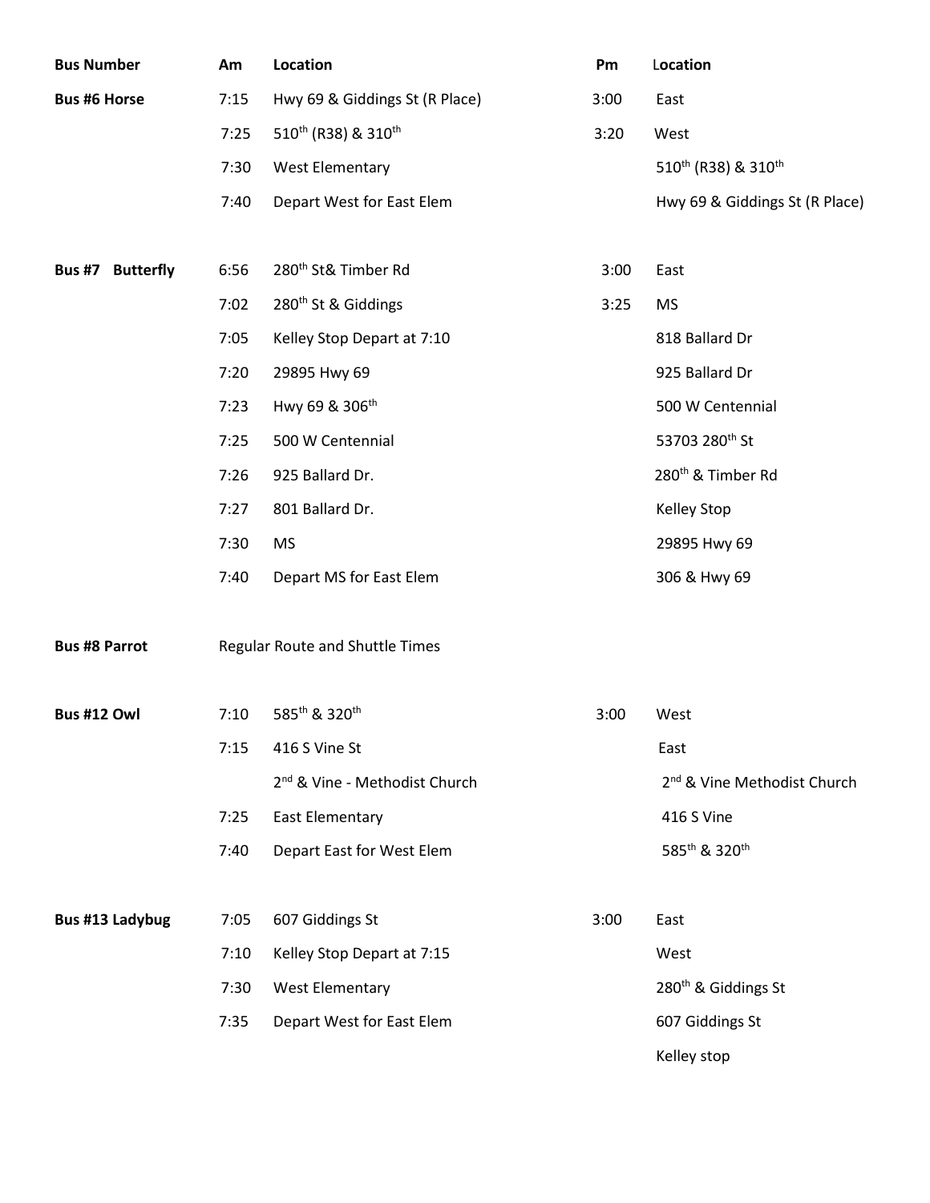| Bus Number | Am | Location | Pm | Location |
|---|---|---|---|---|
| **Bus #6 Horse** | 7:15 | Hwy 69 & Giddings St (R Place) | 3:00 | East |
| | 7:25 | 510th (R38) & 310th | 3:20 | West |
| | 7:30 | West Elementary | | 510th (R38) & 310th |
| | 7:40 | Depart West for East Elem | | Hwy 69 & Giddings St (R Place) |
| **Bus #7 Butterfly** | 6:56 | 280th St& Timber Rd | 3:00 | East |
| | 7:02 | 280th St & Giddings | 3:25 | MS |
| | 7:05 | Kelley Stop Depart at 7:10 | | 818 Ballard Dr |
| | 7:20 | 29895 Hwy 69 | | 925 Ballard Dr |
| | 7:23 | Hwy 69 & 306th | | 500 W Centennial |
| | 7:25 | 500 W Centennial | | 53703 280th St |
| | 7:26 | 925 Ballard Dr. | | 280th & Timber Rd |
| | 7:27 | 801 Ballard Dr. | | Kelley Stop |
| | 7:30 | MS | | 29895 Hwy 69 |
| | 7:40 | Depart MS for East Elem | | 306 & Hwy 69 |
| **Bus #8 Parrot** | Regular Route and Shuttle Times | | | |
| **Bus #12 Owl** | 7:10 | 585th & 320th | 3:00 | West |
| | 7:15 | 416 S Vine St | | East |
| | | 2nd & Vine - Methodist Church | | 2nd & Vine Methodist Church |
| | 7:25 | East Elementary | | 416 S Vine |
| | 7:40 | Depart East for West Elem | | 585th & 320th |
| **Bus #13 Ladybug** | 7:05 | 607 Giddings St | 3:00 | East |
| | 7:10 | Kelley Stop Depart at 7:15 | | West |
| | 7:30 | West Elementary | | 280th & Giddings St |
| | 7:35 | Depart West for East Elem | | 607 Giddings St |
| | | | | Kelley stop |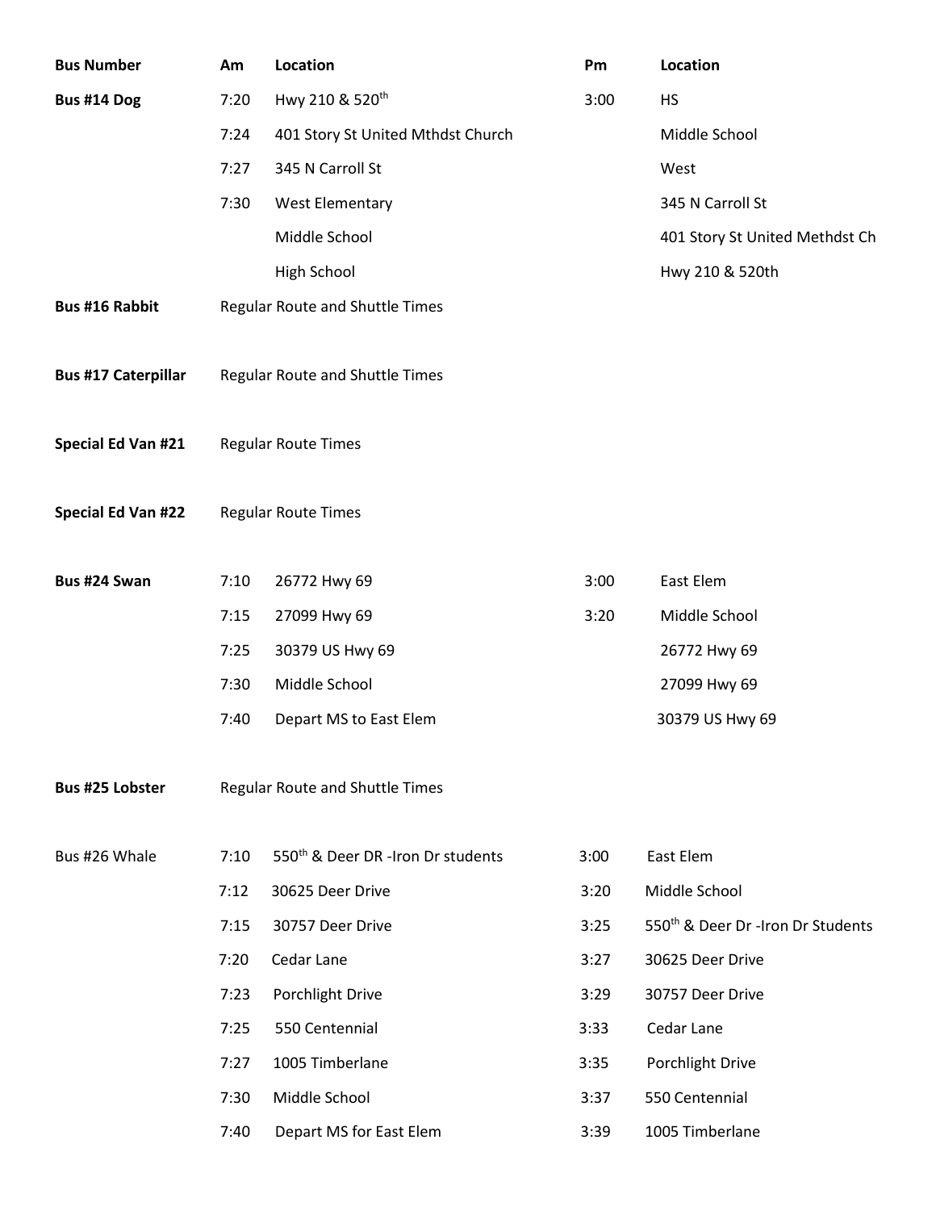| Bus Number | Am | Location | Pm | Location |
|---|---|---|---|---|
| **Bus #14 Dog** | 7:20 | Hwy 210 & 520th | 3:00 | HS |
| | 7:24 | 401 Story St United Mthdst Church | | Middle School |
| | 7:27 | 345 N Carroll St | | West |
| | 7:30 | West Elementary | | 345 N Carroll St |
| | | Middle School | | 401 Story St United Methdst Ch |
| | | High School | | Hwy 210 & 520th |
| **Bus #16 Rabbit** | Regular Route and Shuttle Times | | | |
| **Bus #17 Caterpillar** | Regular Route and Shuttle Times | | | |
| **Special Ed Van #21** | Regular Route Times | | | |
| **Special Ed Van #22** | Regular Route Times | | | |
| **Bus #24 Swan** | 7:10 | 26772 Hwy 69 | 3:00 | East Elem |
| | 7:15 | 27099 Hwy 69 | 3:20 | Middle School |
| | 7:25 | 30379 US Hwy 69 | | 26772 Hwy 69 |
| | 7:30 | Middle School | | 27099 Hwy 69 |
| | 7:40 | Depart MS to East Elem | | 30379 US Hwy 69 |
| **Bus #25 Lobster** | Regular Route and Shuttle Times | | | |
| Bus #26 Whale | 7:10 | 550th & Deer DR -Iron Dr students | 3:00 | East Elem |
| | 7:12 | 30625 Deer Drive | 3:20 | Middle School |
| | 7:15 | 30757 Deer Drive | 3:25 | 550th & Deer Dr -Iron Dr Students |
| | 7:20 | Cedar Lane | 3:27 | 30625 Deer Drive |
| | 7:23 | Porchlight Drive | 3:29 | 30757 Deer Drive |
| | 7:25 | 550 Centennial | 3:33 | Cedar Lane |
| | 7:27 | 1005 Timberlane | 3:35 | Porchlight Drive |
| | 7:30 | Middle School | 3:37 | 550 Centennial |
| | 7:40 | Depart MS for East Elem | 3:39 | 1005 Timberlane |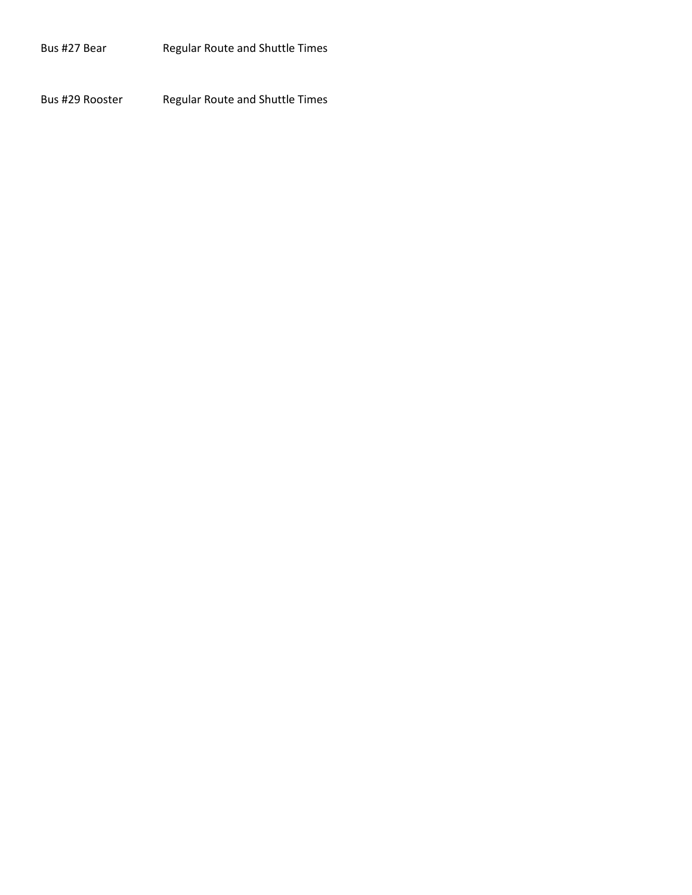Bus #27 Bear Regular Route and Shuttle Times

Bus #29 Rooster Regular Route and Shuttle Times